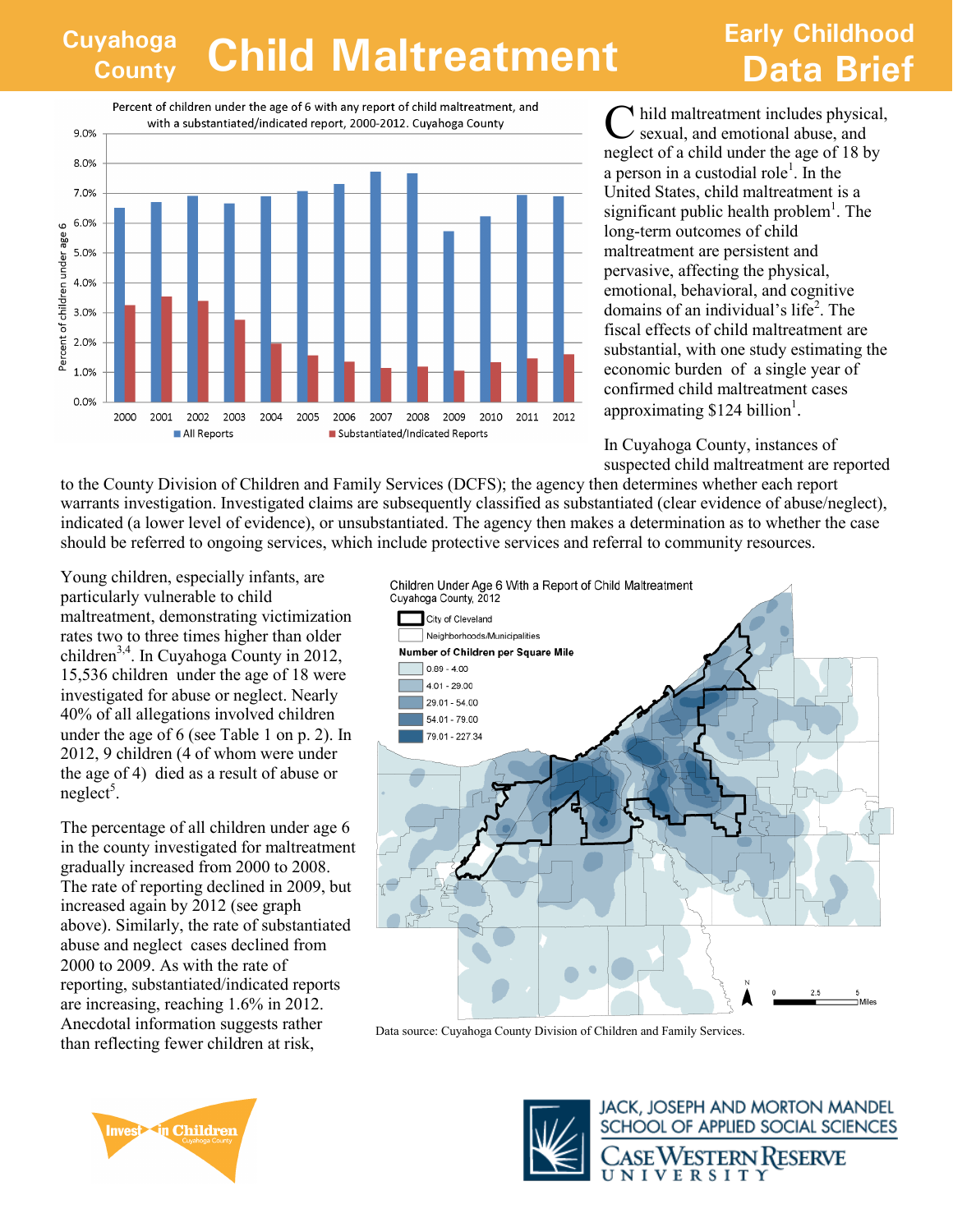# Cuyahoga County Child Maltreatment

## Early Childhood Data Brief

Percent of children under the age of 6 with any report of child maltreatment, and with a substantiated/indicated report, 2000-2012. Cuyahoga County

Child maltreatment includes physical, sexual, and emotional abuse, and neglect of a child under the age of 18 by a person in a custodial role[1]. In the United States, child maltreatment is a significant public health problem[1]. The long-term outcomes of child maltreatment are persistent and pervasive, affecting the physical, emotional, behavioral, and cognitive domains of an individual's life[2]. The fiscal effects of child maltreatment are substantial, with one study estimating the economic burden of a single year of confirmed child maltreatment cases approximating $124 billion[1].

In Cuyahoga County, instances of suspected child maltreatment are reported to the County Division of Children and Family Services (DCFS); the agency then determines whether each report warrants investigation. Investigated claims are subsequently classified as substantiated (clear evidence of abuse/neglect), indicated (a lower level of evidence), or unsubstantiated. The agency then makes a determination as to whether the case should be referred to ongoing services, which include protective services and referral to community resources.

Young children, especially infants, are particularly vulnerable to child maltreatment, demonstrating victimization rates two to three times higher than older children[3,4]. In Cuyahoga County in 2012, 15,536 children under the age of 18 were investigated for abuse or neglect. Nearly 40% of all allegations involved children under the age of 6 (see Table 1 on p. 2). In 2012, 9 children (4 of whom were under the age of 4) died as a result of abuse or neglect[5].

The percentage of all children under age 6 in the county investigated for maltreatment gradually increased from 2000 to 2008. The rate of reporting declined in 2009, but increased again by 2012 (see graph above). Similarly, the rate of substantiated abuse and neglect cases declined from 2000 to 2009. As with the rate of reporting, substantiated/indicated reports are increasing, reaching 1.6% in 2012. Anecdotal information suggests rather than reflecting fewer children at risk,

Children Under Age 6 With a Report of Child Maltreatment
Cuyahoga County, 2012

Data source: Cuyahoga County Division of Children and Family Services.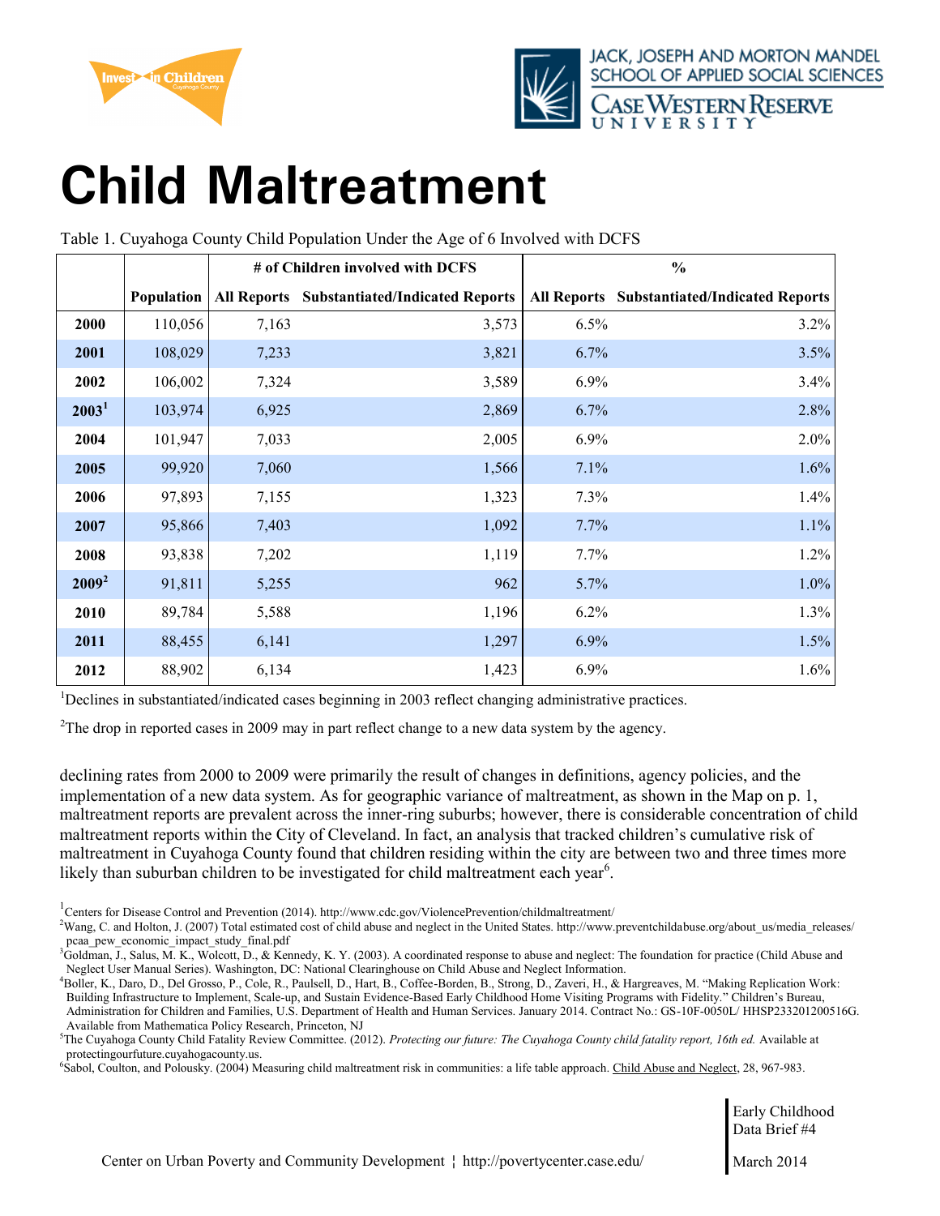# Child Maltreatment

Table 1. Cuyahoga County Child Population Under the Age of 6 Involved with DCFS

| | | # of Children involved with DCFS | | % | |
|---|---|---|---|---|---|
| | Population | All Reports | Substantiated/Indicated Reports | All Reports | Substantiated/Indicated Reports |
| **2000** | 110,056 | 7,163 | 3,573 | 6.5% | 3.2% |
| **2001** | 108,029 | 7,233 | 3,821 | 6.7% | 3.5% |
| **2002** | 106,002 | 7,324 | 3,589 | 6.9% | 3.4% |
| **2003**[1] | 103,974 | 6,925 | 2,869 | 6.7% | 2.8% |
| **2004** | 101,947 | 7,033 | 2,005 | 6.9% | 2.0% |
| **2005** | 99,920 | 7,060 | 1,566 | 7.1% | 1.6% |
| **2006** | 97,893 | 7,155 | 1,323 | 7.3% | 1.4% |
| **2007** | 95,866 | 7,403 | 1,092 | 7.7% | 1.1% |
| **2008** | 93,838 | 7,202 | 1,119 | 7.7% | 1.2% |
| **2009**[2] | 91,811 | 5,255 | 962 | 5.7% | 1.0% |
| **2010** | 89,784 | 5,588 | 1,196 | 6.2% | 1.3% |
| **2011** | 88,455 | 6,141 | 1,297 | 6.9% | 1.5% |
| **2012** | 88,902 | 6,134 | 1,423 | 6.9% | 1.6% |

[1]Declines in substantiated/indicated cases beginning in 2003 reflect changing administrative practices.

[2]The drop in reported cases in 2009 may in part reflect change to a new data system by the agency.

declining rates from 2000 to 2009 were primarily the result of changes in definitions, agency policies, and the implementation of a new data system. As for geographic variance of maltreatment, as shown in the Map on p. 1, maltreatment reports are prevalent across the inner-ring suburbs; however, there is considerable concentration of child maltreatment reports within the City of Cleveland. In fact, an analysis that tracked children's cumulative risk of maltreatment in Cuyahoga County found that children residing within the city are between two and three times more likely than suburban children to be investigated for child maltreatment each year[6].

[1]Centers for Disease Control and Prevention (2014). http://www.cdc.gov/ViolencePrevention/childmaltreatment/

[2]Wang, C. and Holton, J. (2007) Total estimated cost of child abuse and neglect in the United States. http://www.preventchildabuse.org/about_us/media_releases/pcaa_pew_economic_impact_study_final.pdf

[3]Goldman, J., Salus, M. K., Wolcott, D., & Kennedy, K. Y. (2003). A coordinated response to abuse and neglect: The foundation for practice (Child Abuse and Neglect User Manual Series). Washington, DC: National Clearinghouse on Child Abuse and Neglect Information.

[4]Boller, K., Daro, D., Del Grosso, P., Cole, R., Paulsell, D., Hart, B., Coffee-Borden, B., Strong, D., Zaveri, H., & Hargreaves, M. "Making Replication Work: Building Infrastructure to Implement, Scale-up, and Sustain Evidence-Based Early Childhood Home Visiting Programs with Fidelity." Children's Bureau, Administration for Children and Families, U.S. Department of Health and Human Services. January 2014. Contract No.: GS-10F-0050L/ HHSP233201200516G. Available from Mathematica Policy Research, Princeton, NJ

[5]The Cuyahoga County Child Fatality Review Committee. (2012). *Protecting our future: The Cuyahoga County child fatality report, 16th ed.* Available at protectingourfuture.cuyahogacounty.us.

[6]Sabol, Coulton, and Polousky. (2004) Measuring child maltreatment risk in communities: a life table approach. Child Abuse and Neglect, 28, 967-983.

Early Childhood Data Brief #4

March 2014

Center on Urban Poverty and Community Development ¦ http://povertycenter.case.edu/